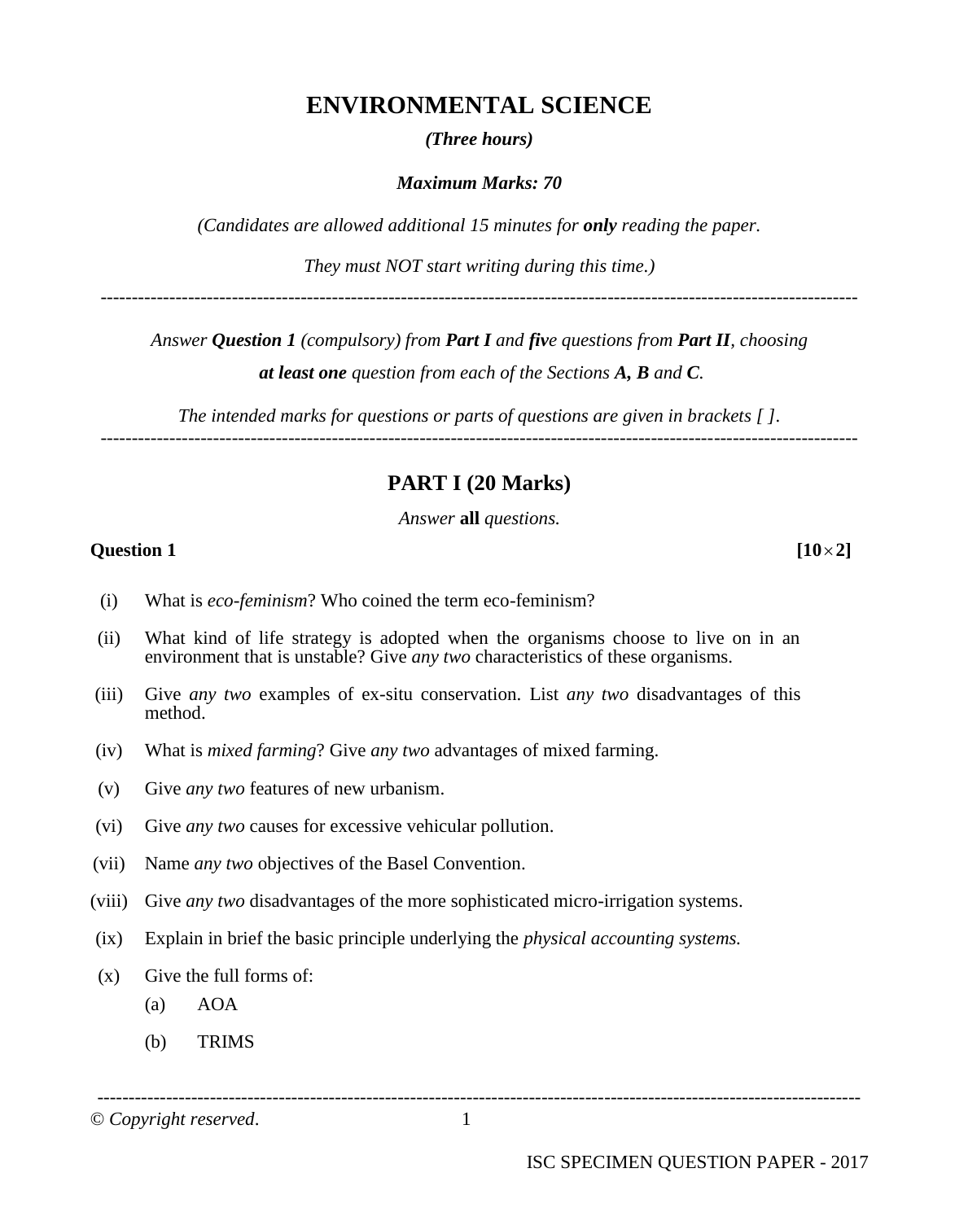# ENVIRONMENTAL SCIENCE

***(Three hours)***

***Maximum Marks: 70***

*(Candidates are allowed additional 15 minutes for **only** reading the paper.*

*They must NOT start writing during this time.)*

---

*Answer **Question 1** (compulsory) from **Part I** and **five** questions from **Part II**, choosing **at least one** question from each of the Sections **A, B** and **C**.*

*The intended marks for questions or parts of questions are given in brackets [ ].*

---

## PART I (20 Marks)

*Answer **all** questions.*

**Question 1** **[10 × 2]**

(i) What is *eco-feminism*? Who coined the term eco-feminism?

(ii) What kind of life strategy is adopted when the organisms choose to live on in an environment that is unstable? Give *any two* characteristics of these organisms.

(iii) Give *any two* examples of ex-situ conservation. List *any two* disadvantages of this method.

(iv) What is *mixed farming*? Give *any two* advantages of mixed farming.

(v) Give *any two* features of new urbanism.

(vi) Give *any two* causes for excessive vehicular pollution.

(vii) Name *any two* objectives of the Basel Convention.

(viii) Give *any two* disadvantages of the more sophisticated micro-irrigation systems.

(ix) Explain in brief the basic principle underlying the *physical accounting systems.*

(x) Give the full forms of:

(a) AOA

(b) TRIMS

---

© *Copyright reserved*.

ISC SPECIMEN QUESTION PAPER - 2017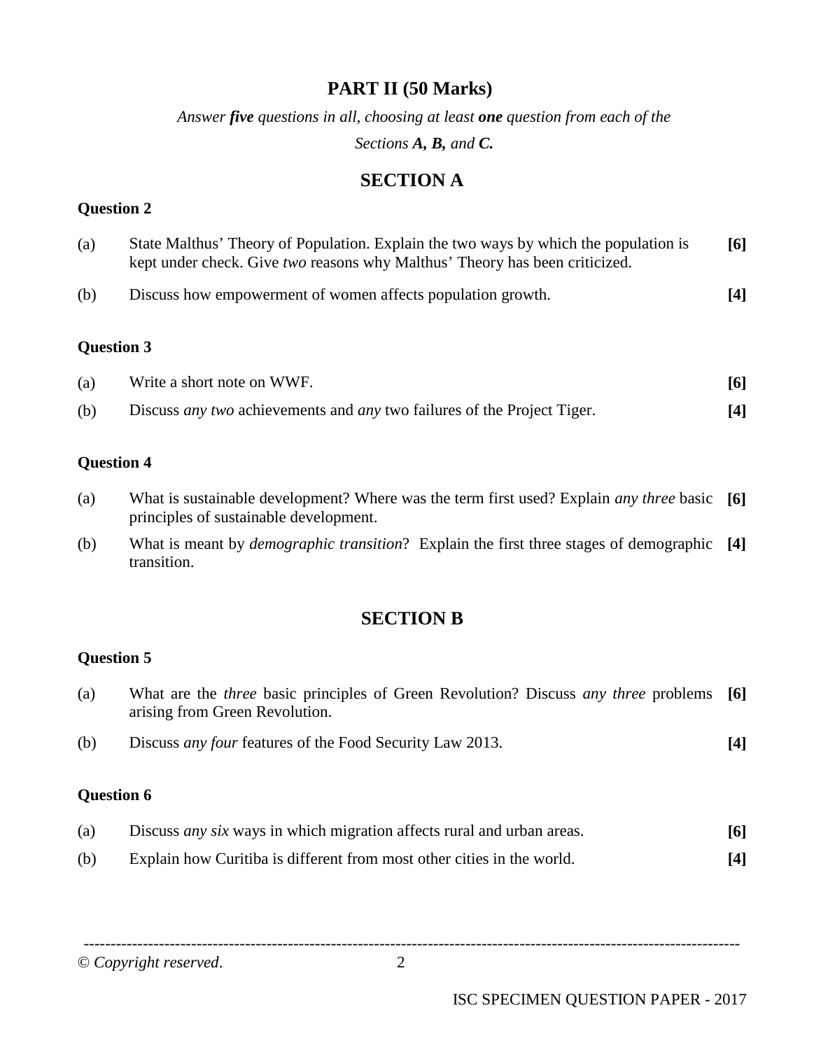## PART II (50 Marks)

*Answer **five** questions in all, choosing at least **one** question from each of the Sections **A, B,** and **C.***

## SECTION A

**Question 2**

(a) State Malthus' Theory of Population. Explain the two ways by which the population is kept under check. Give *two* reasons why Malthus' Theory has been criticized. **[6]**

(b) Discuss how empowerment of women affects population growth. **[4]**

**Question 3**

(a) Write a short note on WWF. **[6]**

(b) Discuss *any two* achievements and *any* two failures of the Project Tiger. **[4]**

**Question 4**

(a) What is sustainable development? Where was the term first used? Explain *any three* basic principles of sustainable development. **[6]**

(b) What is meant by *demographic transition*? Explain the first three stages of demographic transition. **[4]**

## SECTION B

**Question 5**

(a) What are the *three* basic principles of Green Revolution? Discuss *any three* problems arising from Green Revolution. **[6]**

(b) Discuss *any four* features of the Food Security Law 2013. **[4]**

**Question 6**

(a) Discuss *any six* ways in which migration affects rural and urban areas. **[6]**

(b) Explain how Curitiba is different from most other cities in the world. **[4]**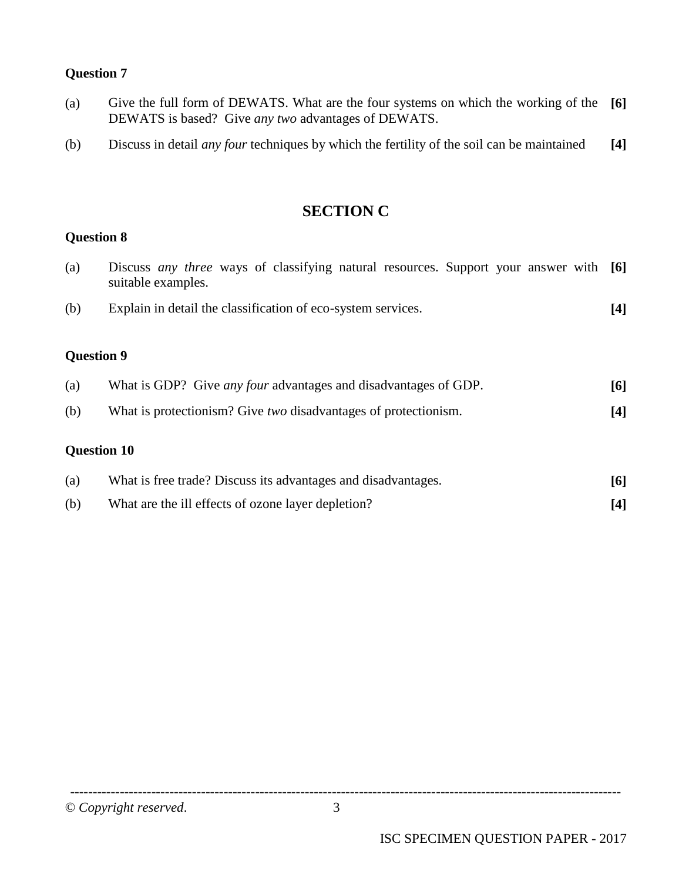**Question 7**

(a) Give the full form of DEWATS. What are the four systems on which the working of the DEWATS is based? Give *any two* advantages of DEWATS. **[6]**

(b) Discuss in detail *any four* techniques by which the fertility of the soil can be maintained **[4]**

## SECTION C

**Question 8**

(a) Discuss *any three* ways of classifying natural resources. Support your answer with suitable examples. **[6]**

(b) Explain in detail the classification of eco-system services. **[4]**

**Question 9**

(a) What is GDP? Give *any four* advantages and disadvantages of GDP. **[6]**

(b) What is protectionism? Give *two* disadvantages of protectionism. **[4]**

**Question 10**

(a) What is free trade? Discuss its advantages and disadvantages. **[6]**

(b) What are the ill effects of ozone layer depletion? **[4]**